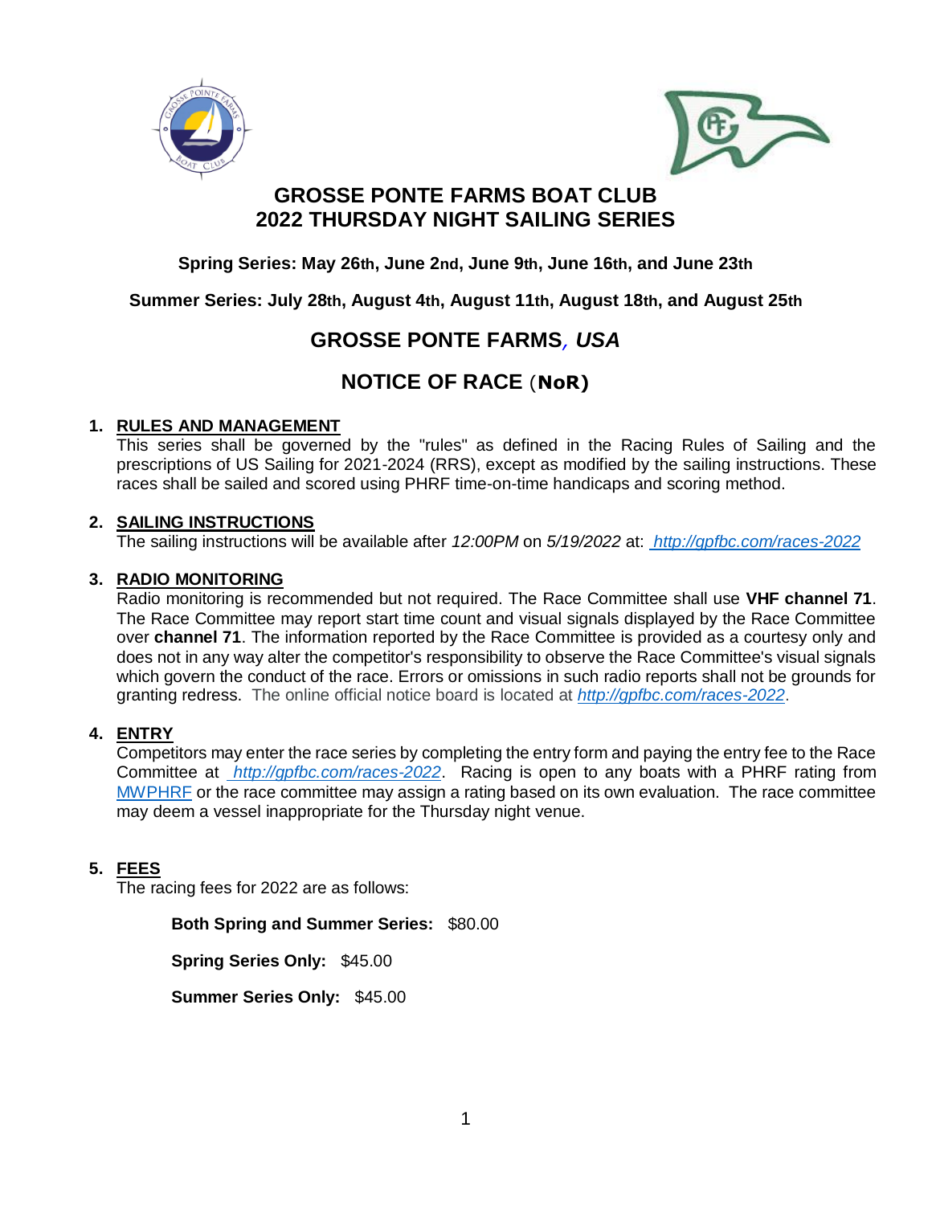# GROSSE PONTE FARMS BOAT CLUB
# 2022 THURSDAY NIGHT SAILING SERIES

**Spring Series: May 26th, June 2nd, June 9th, June 16th, and June 23th**

**Summer Series: July 28th, August 4th, August 11th, August 18th, and August 25th**

## GROSSE PONTE FARMS, *USA*

## NOTICE OF RACE (NoR)

1. **RULES AND MANAGEMENT**
   This series shall be governed by the "rules" as defined in the Racing Rules of Sailing and the prescriptions of US Sailing for 2021-2024 (RRS), except as modified by the sailing instructions. These races shall be sailed and scored using PHRF time-on-time handicaps and scoring method.

2. **SAILING INSTRUCTIONS**
   The sailing instructions will be available after *12:00PM* on *5/19/2022* at: *http://gpfbc.com/races-2022*

3. **RADIO MONITORING**
   Radio monitoring is recommended but not required. The Race Committee shall use **VHF channel 71**. The Race Committee may report start time count and visual signals displayed by the Race Committee over **channel 71**. The information reported by the Race Committee is provided as a courtesy only and does not in any way alter the competitor's responsibility to observe the Race Committee's visual signals which govern the conduct of the race. Errors or omissions in such radio reports shall not be grounds for granting redress. The online official notice board is located at *http://gpfbc.com/races-2022*.

4. **ENTRY**
   Competitors may enter the race series by completing the entry form and paying the entry fee to the Race Committee at *http://gpfbc.com/races-2022*. Racing is open to any boats with a PHRF rating from MWPHRF or the race committee may assign a rating based on its own evaluation. The race committee may deem a vessel inappropriate for the Thursday night venue.

5. **FEES**
   The racing fees for 2022 are as follows:

   **Both Spring and Summer Series:** $80.00

   **Spring Series Only:** $45.00

   **Summer Series Only:** $45.00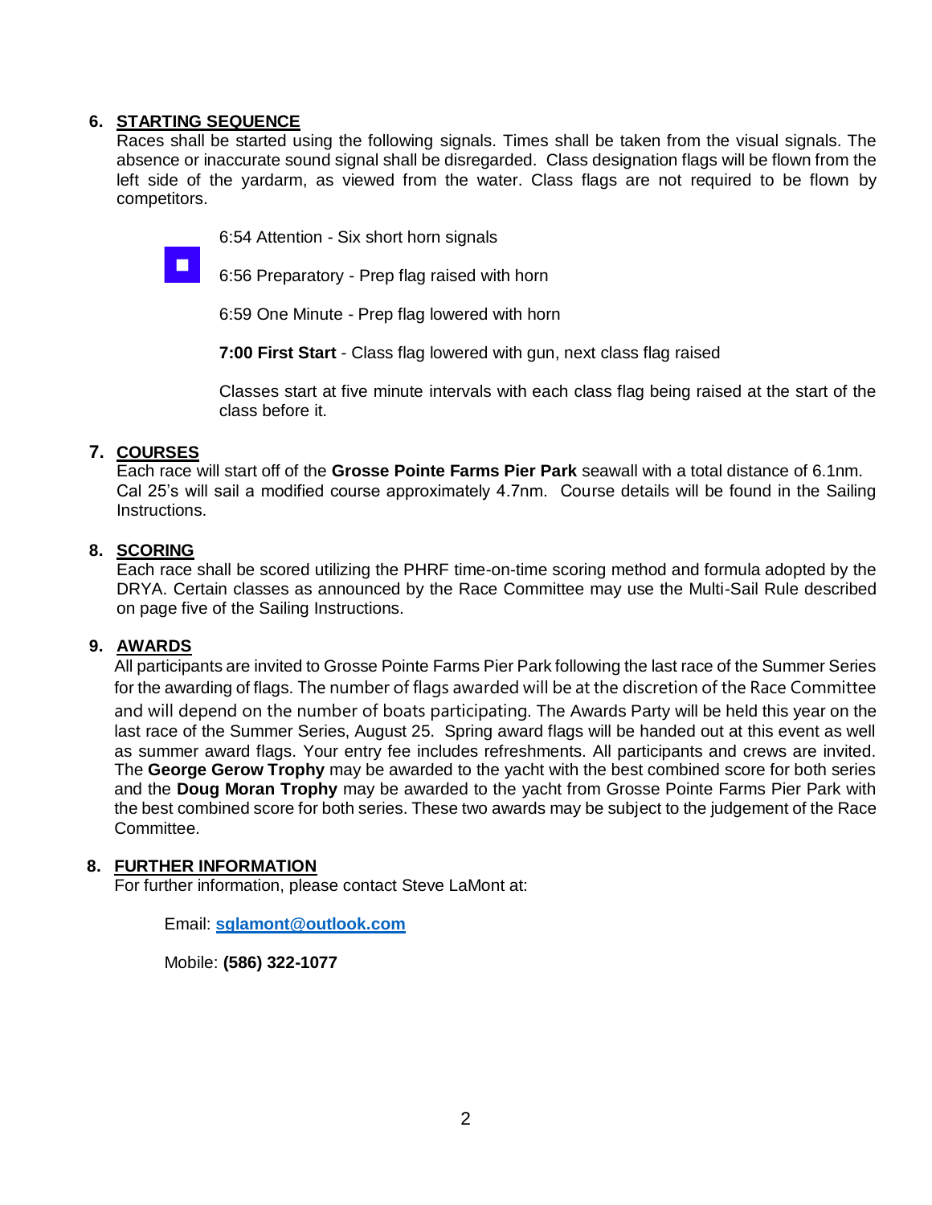## 6. STARTING SEQUENCE

Races shall be started using the following signals. Times shall be taken from the visual signals. The absence or inaccurate sound signal shall be disregarded. Class designation flags will be flown from the left side of the yardarm, as viewed from the water. Class flags are not required to be flown by competitors.

6:54 Attention - Six short horn signals

6:56 Preparatory - Prep flag raised with horn

6:59 One Minute - Prep flag lowered with horn

**7:00 First Start** - Class flag lowered with gun, next class flag raised

Classes start at five minute intervals with each class flag being raised at the start of the class before it.

## 7. COURSES

Each race will start off of the **Grosse Pointe Farms Pier Park** seawall with a total distance of 6.1nm. Cal 25's will sail a modified course approximately 4.7nm. Course details will be found in the Sailing Instructions.

## 8. SCORING

Each race shall be scored utilizing the PHRF time-on-time scoring method and formula adopted by the DRYA. Certain classes as announced by the Race Committee may use the Multi-Sail Rule described on page five of the Sailing Instructions.

## 9. AWARDS

All participants are invited to Grosse Pointe Farms Pier Park following the last race of the Summer Series for the awarding of flags. The number of flags awarded will be at the discretion of the Race Committee and will depend on the number of boats participating. The Awards Party will be held this year on the last race of the Summer Series, August 25. Spring award flags will be handed out at this event as well as summer award flags. Your entry fee includes refreshments. All participants and crews are invited. The **George Gerow Trophy** may be awarded to the yacht with the best combined score for both series and the **Doug Moran Trophy** may be awarded to the yacht from Grosse Pointe Farms Pier Park with the best combined score for both series. These two awards may be subject to the judgement of the Race Committee.

## 8. FURTHER INFORMATION

For further information, please contact Steve LaMont at:

Email: **sglamont@outlook.com**

Mobile: **(586) 322-1077**